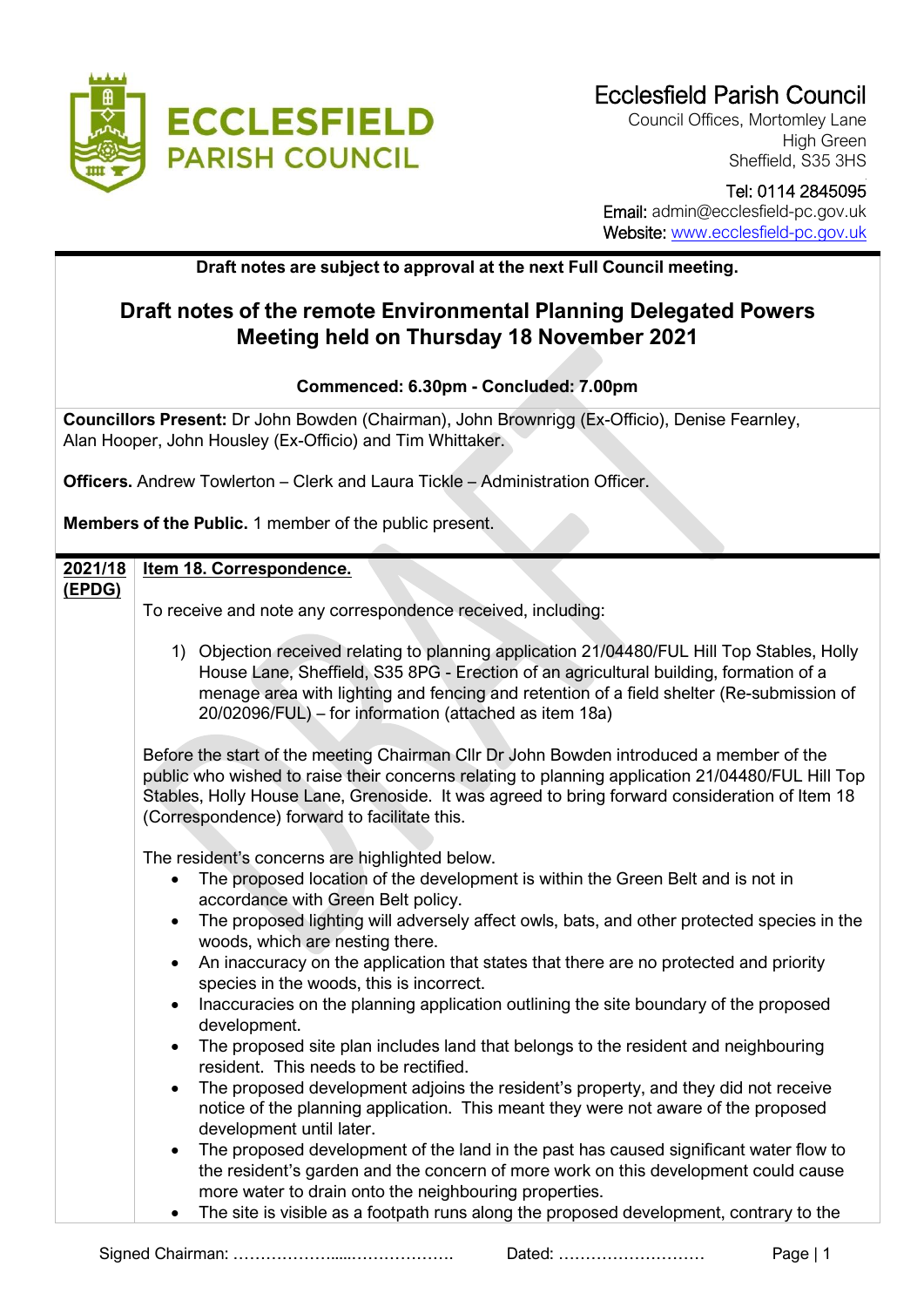# Ecclesfield Parish Council

Council Offices, Mortomley Lane
High Green
Sheffield, S35 3HS

Tel: 0114 2845095
Email: admin@ecclesfield-pc.gov.uk
Website: www.ecclesfield-pc.gov.uk

**Draft notes are subject to approval at the next Full Council meeting.**

## Draft notes of the remote Environmental Planning Delegated Powers Meeting held on Thursday 18 November 2021

**Commenced: 6.30pm - Concluded: 7.00pm**

**Councillors Present:** Dr John Bowden (Chairman), John Brownrigg (Ex-Officio), Denise Fearnley, Alan Hooper, John Housley (Ex-Officio) and Tim Whittaker.

**Officers.** Andrew Towlerton – Clerk and Laura Tickle – Administration Officer.

**Members of the Public.** 1 member of the public present.

**2021/18 (EPDG)** **Item 18. Correspondence.**

To receive and note any correspondence received, including:

1) Objection received relating to planning application 21/04480/FUL Hill Top Stables, Holly House Lane, Sheffield, S35 8PG - Erection of an agricultural building, formation of a menage area with lighting and fencing and retention of a field shelter (Re-submission of 20/02096/FUL) – for information (attached as item 18a)

Before the start of the meeting Chairman Cllr Dr John Bowden introduced a member of the public who wished to raise their concerns relating to planning application 21/04480/FUL Hill Top Stables, Holly House Lane, Grenoside. It was agreed to bring forward consideration of Item 18 (Correspondence) forward to facilitate this.

The resident's concerns are highlighted below.

- The proposed location of the development is within the Green Belt and is not in accordance with Green Belt policy.
- The proposed lighting will adversely affect owls, bats, and other protected species in the woods, which are nesting there.
- An inaccuracy on the application that states that there are no protected and priority species in the woods, this is incorrect.
- Inaccuracies on the planning application outlining the site boundary of the proposed development.
- The proposed site plan includes land that belongs to the resident and neighbouring resident. This needs to be rectified.
- The proposed development adjoins the resident's property, and they did not receive notice of the planning application. This meant they were not aware of the proposed development until later.
- The proposed development of the land in the past has caused significant water flow to the resident's garden and the concern of more work on this development could cause more water to drain onto the neighbouring properties.
- The site is visible as a footpath runs along the proposed development, contrary to the

Signed Chairman: ………………….....………………. Dated: ………………………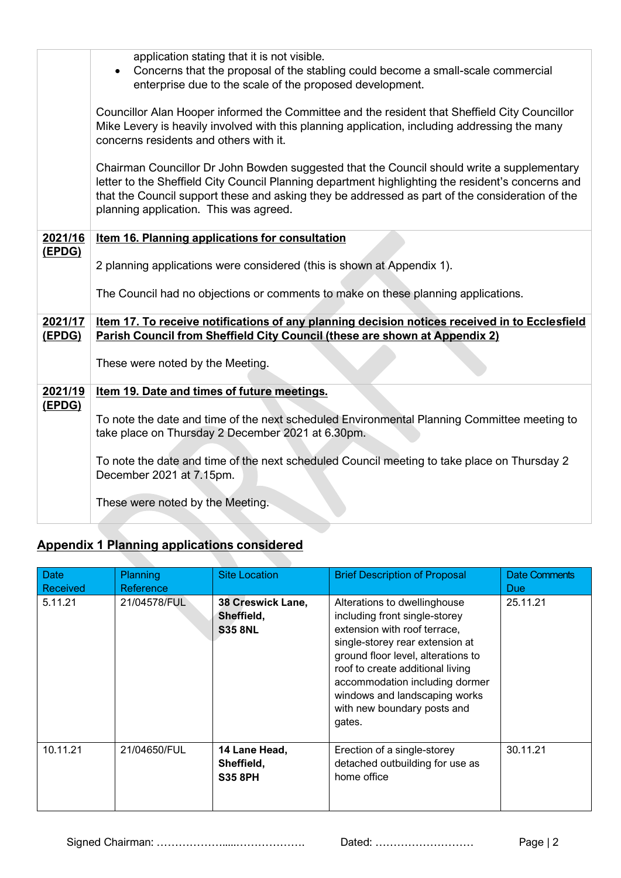| | |
|---|---|
| | application stating that it is not visible.<br>• Concerns that the proposal of the stabling could become a small-scale commercial enterprise due to the scale of the proposed development.<br><br>Councillor Alan Hooper informed the Committee and the resident that Sheffield City Councillor Mike Levery is heavily involved with this planning application, including addressing the many concerns residents and others with it.<br><br>Chairman Councillor Dr John Bowden suggested that the Council should write a supplementary letter to the Sheffield City Council Planning department highlighting the resident's concerns and that the Council support these and asking they be addressed as part of the consideration of the planning application. This was agreed. |
| **2021/16 (EPDG)** | **Item 16. Planning applications for consultation**<br><br>2 planning applications were considered (this is shown at Appendix 1).<br><br>The Council had no objections or comments to make on these planning applications. |
| **2021/17 (EPDG)** | **Item 17. To receive notifications of any planning decision notices received in to Ecclesfield Parish Council from Sheffield City Council (these are shown at Appendix 2)**<br><br>These were noted by the Meeting. |
| **2021/19 (EPDG)** | **Item 19. Date and times of future meetings.**<br><br>To note the date and time of the next scheduled Environmental Planning Committee meeting to take place on Thursday 2 December 2021 at 6.30pm.<br><br>To note the date and time of the next scheduled Council meeting to take place on Thursday 2 December 2021 at 7.15pm.<br><br>These were noted by the Meeting. |

## Appendix 1 Planning applications considered

| Date Received | Planning Reference | Site Location | Brief Description of Proposal | Date Comments Due |
|---|---|---|---|---|
| 5.11.21 | 21/04578/FUL | **38 Creswick Lane, Sheffield, S35 8NL** | Alterations to dwellinghouse including front single-storey extension with roof terrace, single-storey rear extension at ground floor level, alterations to roof to create additional living accommodation including dormer windows and landscaping works with new boundary posts and gates. | 25.11.21 |
| 10.11.21 | 21/04650/FUL | **14 Lane Head, Sheffield, S35 8PH** | Erection of a single-storey detached outbuilding for use as home office | 30.11.21 |

Signed Chairman: …………………....………………. Dated: ………………………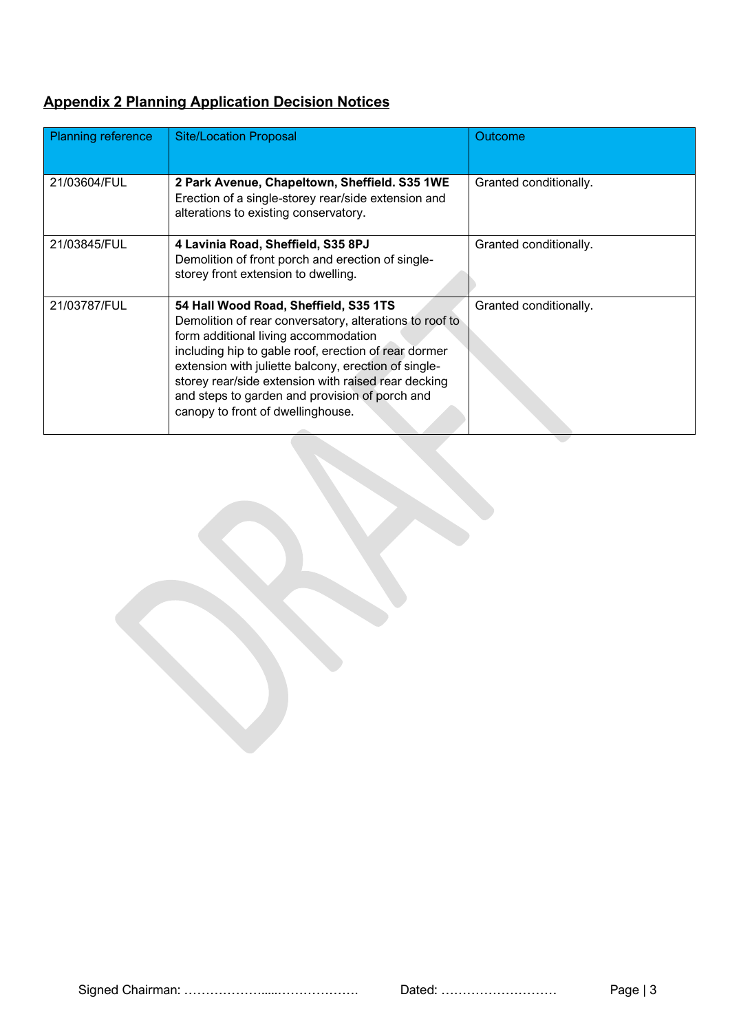## **Appendix 2 Planning Application Decision Notices**

| Planning reference | Site/Location Proposal | Outcome |
|---|---|---|
| 21/03604/FUL | **2 Park Avenue, Chapeltown, Sheffield. S35 1WE** Erection of a single-storey rear/side extension and alterations to existing conservatory. | Granted conditionally. |
| 21/03845/FUL | **4 Lavinia Road, Sheffield, S35 8PJ** Demolition of front porch and erection of single-storey front extension to dwelling. | Granted conditionally. |
| 21/03787/FUL | **54 Hall Wood Road, Sheffield, S35 1TS** Demolition of rear conversatory, alterations to roof to form additional living accommodation including hip to gable roof, erection of rear dormer extension with juliette balcony, erection of single-storey rear/side extension with raised rear decking and steps to garden and provision of porch and canopy to front of dwellinghouse. | Granted conditionally. |

Signed Chairman: ………………....………………. Dated: ………………………